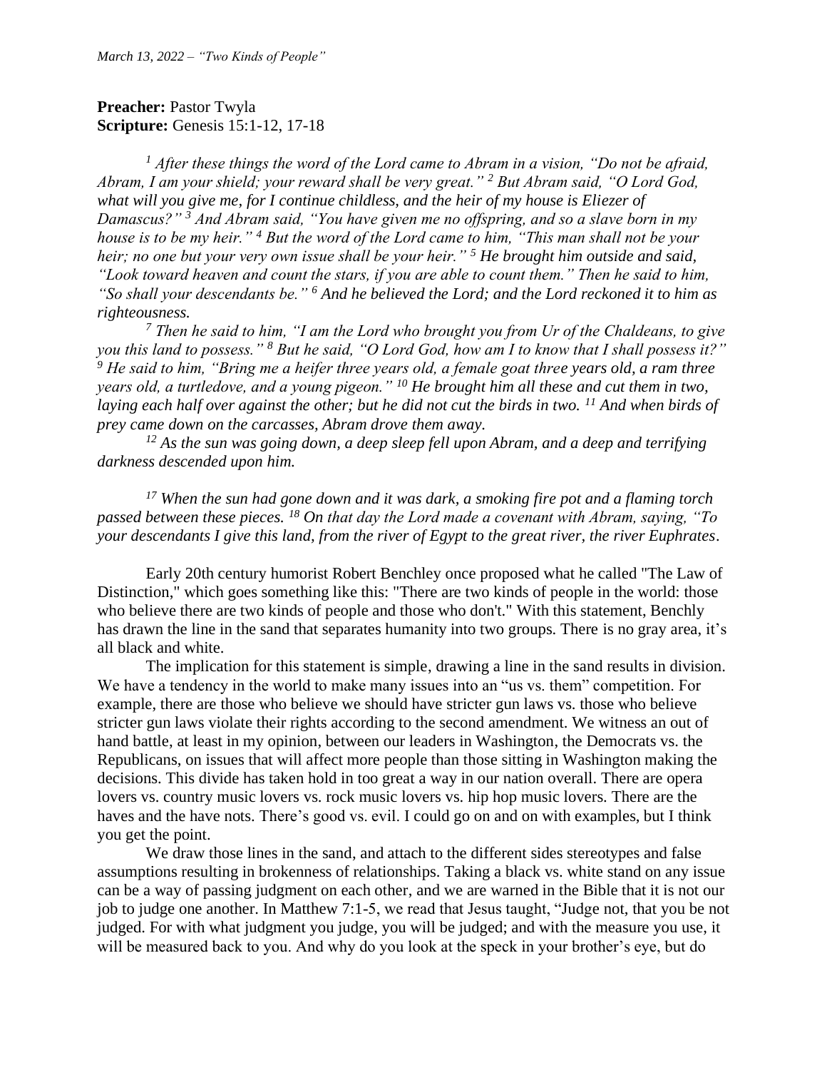*March 13, 2022 – "Two Kinds of People"*

**Preacher:** Pastor Twyla
**Scripture:** Genesis 15:1-12, 17-18

*[1] After these things the word of the Lord came to Abram in a vision, "Do not be afraid, Abram, I am your shield; your reward shall be very great." [2] But Abram said, "O Lord God, what will you give me, for I continue childless, and the heir of my house is Eliezer of Damascus?" [3] And Abram said, "You have given me no offspring, and so a slave born in my house is to be my heir." [4] But the word of the Lord came to him, "This man shall not be your heir; no one but your very own issue shall be your heir." [5] He brought him outside and said, "Look toward heaven and count the stars, if you are able to count them." Then he said to him, "So shall your descendants be." [6] And he believed the Lord; and the Lord reckoned it to him as righteousness.*

*[7] Then he said to him, "I am the Lord who brought you from Ur of the Chaldeans, to give you this land to possess." [8] But he said, "O Lord God, how am I to know that I shall possess it?" [9] He said to him, "Bring me a heifer three years old, a female goat three years old, a ram three years old, a turtledove, and a young pigeon." [10] He brought him all these and cut them in two, laying each half over against the other; but he did not cut the birds in two. [11] And when birds of prey came down on the carcasses, Abram drove them away.*

*[12] As the sun was going down, a deep sleep fell upon Abram, and a deep and terrifying darkness descended upon him.*

*[17] When the sun had gone down and it was dark, a smoking fire pot and a flaming torch passed between these pieces. [18] On that day the Lord made a covenant with Abram, saying, "To your descendants I give this land, from the river of Egypt to the great river, the river Euphrates*.

Early 20th century humorist Robert Benchley once proposed what he called "The Law of Distinction," which goes something like this: "There are two kinds of people in the world: those who believe there are two kinds of people and those who don't." With this statement, Benchly has drawn the line in the sand that separates humanity into two groups. There is no gray area, it's all black and white.

The implication for this statement is simple, drawing a line in the sand results in division. We have a tendency in the world to make many issues into an "us vs. them" competition. For example, there are those who believe we should have stricter gun laws vs. those who believe stricter gun laws violate their rights according to the second amendment. We witness an out of hand battle, at least in my opinion, between our leaders in Washington, the Democrats vs. the Republicans, on issues that will affect more people than those sitting in Washington making the decisions. This divide has taken hold in too great a way in our nation overall. There are opera lovers vs. country music lovers vs. rock music lovers vs. hip hop music lovers. There are the haves and the have nots. There's good vs. evil. I could go on and on with examples, but I think you get the point.

We draw those lines in the sand, and attach to the different sides stereotypes and false assumptions resulting in brokenness of relationships. Taking a black vs. white stand on any issue can be a way of passing judgment on each other, and we are warned in the Bible that it is not our job to judge one another. In Matthew 7:1-5, we read that Jesus taught, "Judge not, that you be not judged. For with what judgment you judge, you will be judged; and with the measure you use, it will be measured back to you. And why do you look at the speck in your brother's eye, but do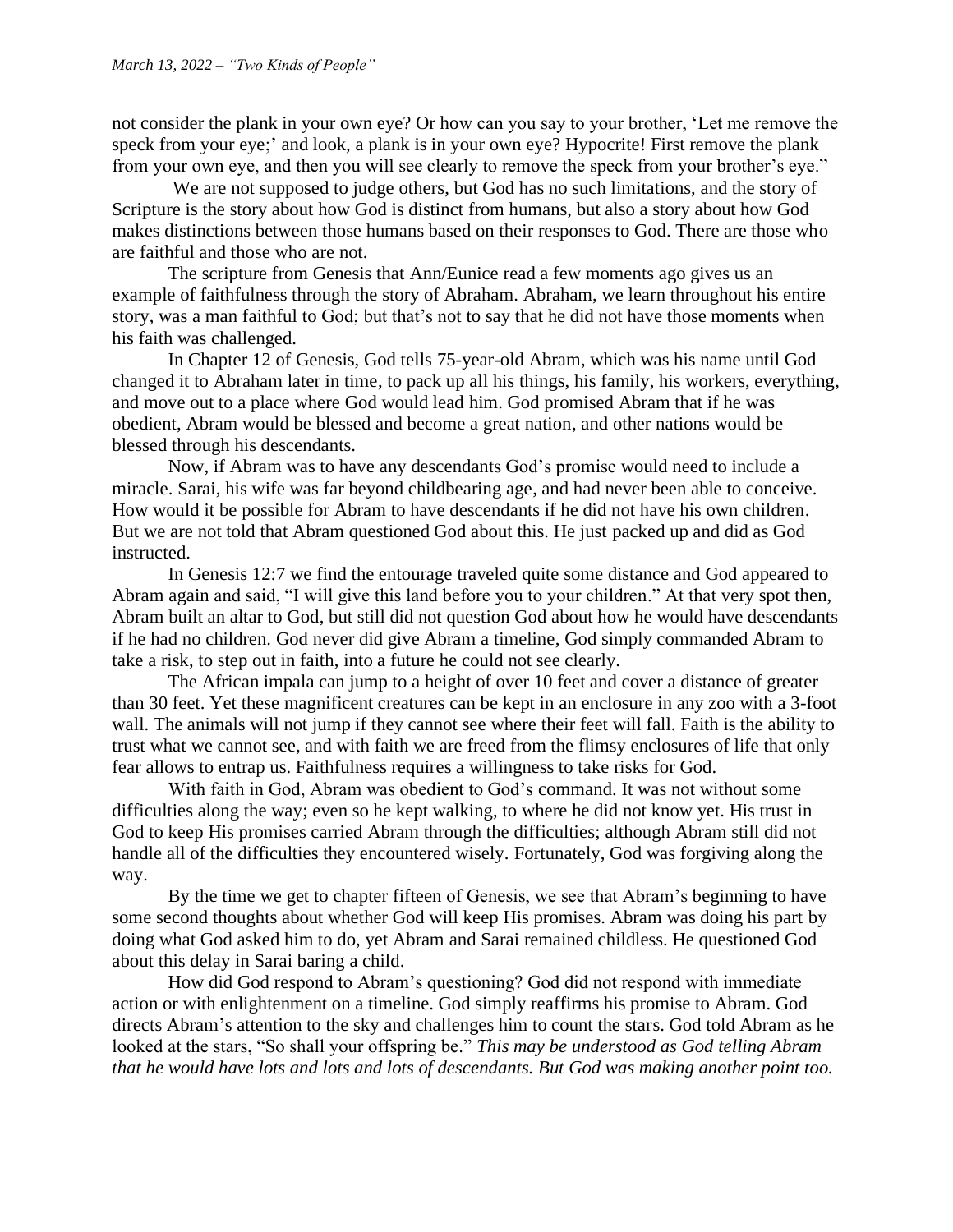not consider the plank in your own eye? Or how can you say to your brother, 'Let me remove the speck from your eye;' and look, a plank is in your own eye? Hypocrite! First remove the plank from your own eye, and then you will see clearly to remove the speck from your brother's eye."

We are not supposed to judge others, but God has no such limitations, and the story of Scripture is the story about how God is distinct from humans, but also a story about how God makes distinctions between those humans based on their responses to God. There are those who are faithful and those who are not.

The scripture from Genesis that Ann/Eunice read a few moments ago gives us an example of faithfulness through the story of Abraham. Abraham, we learn throughout his entire story, was a man faithful to God; but that's not to say that he did not have those moments when his faith was challenged.

In Chapter 12 of Genesis, God tells 75-year-old Abram, which was his name until God changed it to Abraham later in time, to pack up all his things, his family, his workers, everything, and move out to a place where God would lead him. God promised Abram that if he was obedient, Abram would be blessed and become a great nation, and other nations would be blessed through his descendants.

Now, if Abram was to have any descendants God's promise would need to include a miracle. Sarai, his wife was far beyond childbearing age, and had never been able to conceive. How would it be possible for Abram to have descendants if he did not have his own children. But we are not told that Abram questioned God about this. He just packed up and did as God instructed.

In Genesis 12:7 we find the entourage traveled quite some distance and God appeared to Abram again and said, "I will give this land before you to your children." At that very spot then, Abram built an altar to God, but still did not question God about how he would have descendants if he had no children. God never did give Abram a timeline, God simply commanded Abram to take a risk, to step out in faith, into a future he could not see clearly.

The African impala can jump to a height of over 10 feet and cover a distance of greater than 30 feet. Yet these magnificent creatures can be kept in an enclosure in any zoo with a 3-foot wall. The animals will not jump if they cannot see where their feet will fall. Faith is the ability to trust what we cannot see, and with faith we are freed from the flimsy enclosures of life that only fear allows to entrap us. Faithfulness requires a willingness to take risks for God.

With faith in God, Abram was obedient to God's command. It was not without some difficulties along the way; even so he kept walking, to where he did not know yet. His trust in God to keep His promises carried Abram through the difficulties; although Abram still did not handle all of the difficulties they encountered wisely. Fortunately, God was forgiving along the way.

By the time we get to chapter fifteen of Genesis, we see that Abram's beginning to have some second thoughts about whether God will keep His promises. Abram was doing his part by doing what God asked him to do, yet Abram and Sarai remained childless. He questioned God about this delay in Sarai baring a child.

How did God respond to Abram's questioning? God did not respond with immediate action or with enlightenment on a timeline. God simply reaffirms his promise to Abram. God directs Abram's attention to the sky and challenges him to count the stars. God told Abram as he looked at the stars, "So shall your offspring be." *This may be understood as God telling Abram that he would have lots and lots and lots of descendants. But God was making another point too.*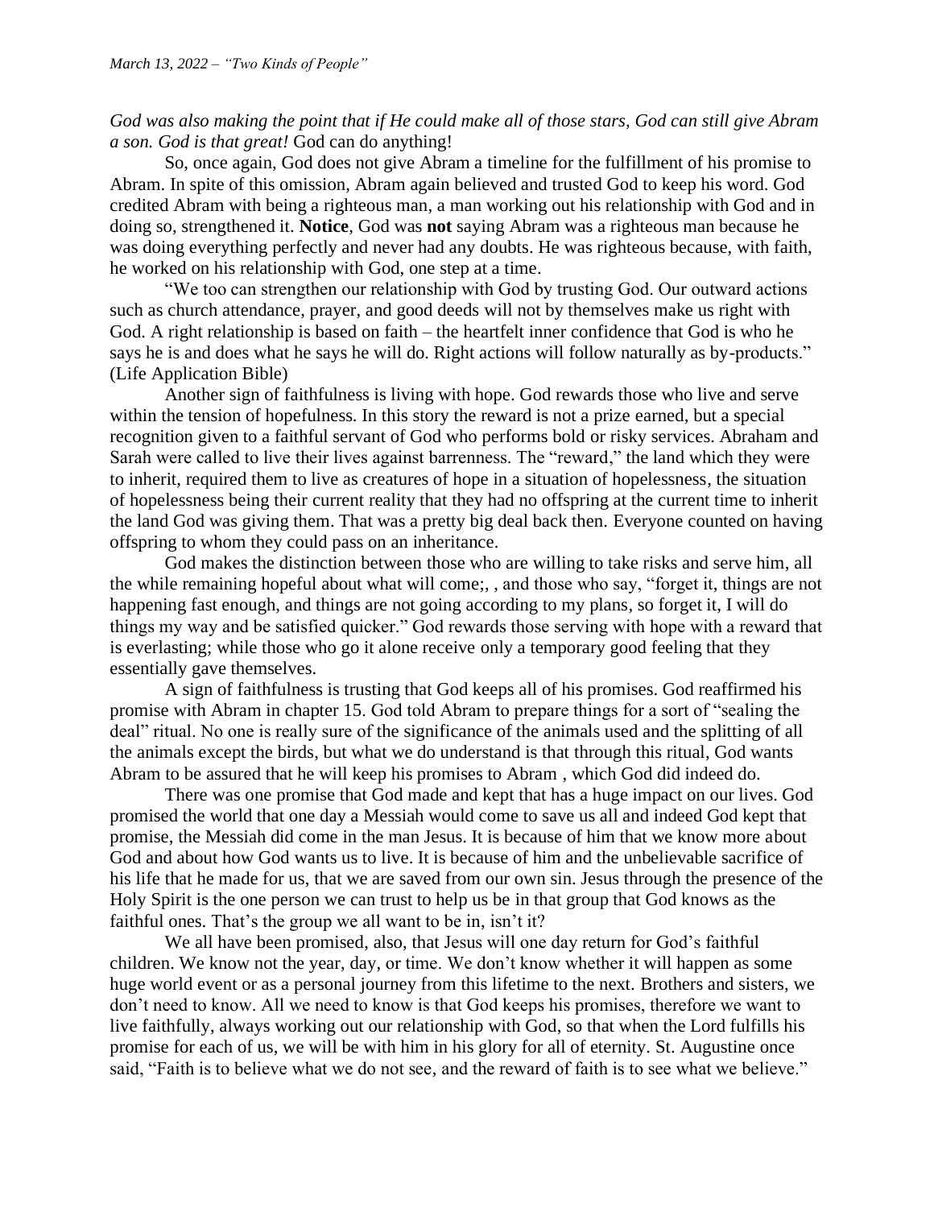*God was also making the point that if He could make all of those stars, God can still give Abram a son. God is that great!* God can do anything!

So, once again, God does not give Abram a timeline for the fulfillment of his promise to Abram. In spite of this omission, Abram again believed and trusted God to keep his word. God credited Abram with being a righteous man, a man working out his relationship with God and in doing so, strengthened it. **Notice**, God was **not** saying Abram was a righteous man because he was doing everything perfectly and never had any doubts. He was righteous because, with faith, he worked on his relationship with God, one step at a time.

"We too can strengthen our relationship with God by trusting God. Our outward actions such as church attendance, prayer, and good deeds will not by themselves make us right with God. A right relationship is based on faith – the heartfelt inner confidence that God is who he says he is and does what he says he will do. Right actions will follow naturally as by-products." (Life Application Bible)

Another sign of faithfulness is living with hope. God rewards those who live and serve within the tension of hopefulness. In this story the reward is not a prize earned, but a special recognition given to a faithful servant of God who performs bold or risky services. Abraham and Sarah were called to live their lives against barrenness. The "reward," the land which they were to inherit, required them to live as creatures of hope in a situation of hopelessness, the situation of hopelessness being their current reality that they had no offspring at the current time to inherit the land God was giving them. That was a pretty big deal back then. Everyone counted on having offspring to whom they could pass on an inheritance.

God makes the distinction between those who are willing to take risks and serve him, all the while remaining hopeful about what will come;, , and those who say, "forget it, things are not happening fast enough, and things are not going according to my plans, so forget it, I will do things my way and be satisfied quicker." God rewards those serving with hope with a reward that is everlasting; while those who go it alone receive only a temporary good feeling that they essentially gave themselves.

A sign of faithfulness is trusting that God keeps all of his promises. God reaffirmed his promise with Abram in chapter 15. God told Abram to prepare things for a sort of "sealing the deal" ritual. No one is really sure of the significance of the animals used and the splitting of all the animals except the birds, but what we do understand is that through this ritual, God wants Abram to be assured that he will keep his promises to Abram , which God did indeed do.

There was one promise that God made and kept that has a huge impact on our lives. God promised the world that one day a Messiah would come to save us all and indeed God kept that promise, the Messiah did come in the man Jesus. It is because of him that we know more about God and about how God wants us to live. It is because of him and the unbelievable sacrifice of his life that he made for us, that we are saved from our own sin. Jesus through the presence of the Holy Spirit is the one person we can trust to help us be in that group that God knows as the faithful ones. That's the group we all want to be in, isn't it?

We all have been promised, also, that Jesus will one day return for God's faithful children. We know not the year, day, or time. We don't know whether it will happen as some huge world event or as a personal journey from this lifetime to the next. Brothers and sisters, we don't need to know. All we need to know is that God keeps his promises, therefore we want to live faithfully, always working out our relationship with God, so that when the Lord fulfills his promise for each of us, we will be with him in his glory for all of eternity. St. Augustine once said, "Faith is to believe what we do not see, and the reward of faith is to see what we believe."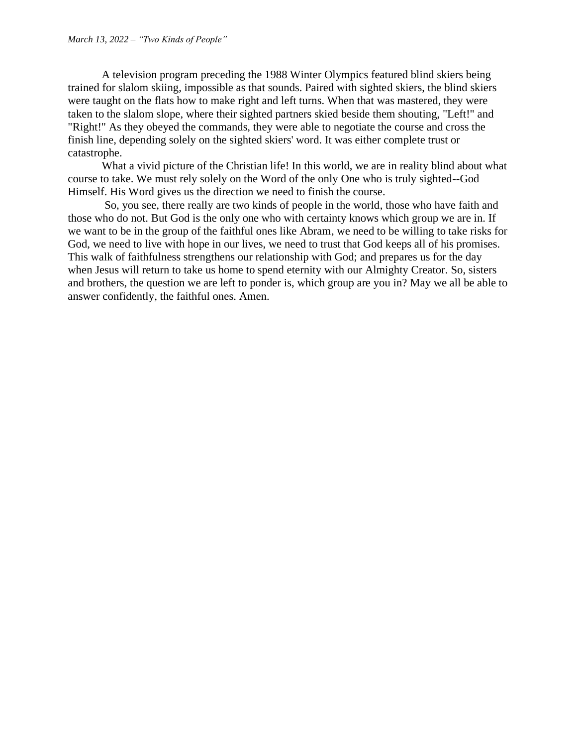A television program preceding the 1988 Winter Olympics featured blind skiers being trained for slalom skiing, impossible as that sounds. Paired with sighted skiers, the blind skiers were taught on the flats how to make right and left turns. When that was mastered, they were taken to the slalom slope, where their sighted partners skied beside them shouting, "Left!" and "Right!" As they obeyed the commands, they were able to negotiate the course and cross the finish line, depending solely on the sighted skiers' word. It was either complete trust or catastrophe.

What a vivid picture of the Christian life! In this world, we are in reality blind about what course to take. We must rely solely on the Word of the only One who is truly sighted--God Himself. His Word gives us the direction we need to finish the course.

So, you see, there really are two kinds of people in the world, those who have faith and those who do not. But God is the only one who with certainty knows which group we are in. If we want to be in the group of the faithful ones like Abram, we need to be willing to take risks for God, we need to live with hope in our lives, we need to trust that God keeps all of his promises. This walk of faithfulness strengthens our relationship with God; and prepares us for the day when Jesus will return to take us home to spend eternity with our Almighty Creator. So, sisters and brothers, the question we are left to ponder is, which group are you in? May we all be able to answer confidently, the faithful ones. Amen.